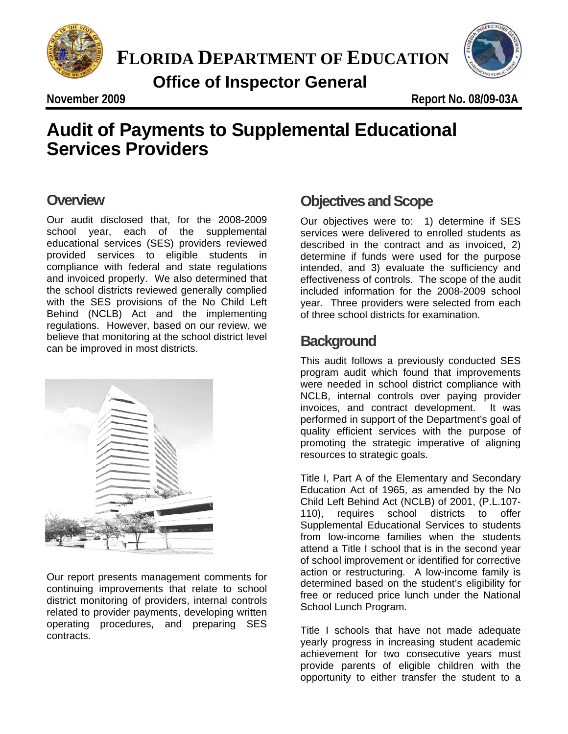# FLORIDA DEPARTMENT OF EDUCATION

## Office of Inspector General

**November 2009** **Report No. 08/09-03A**

# Audit of Payments to Supplemental Educational Services Providers

## Overview

Our audit disclosed that, for the 2008-2009 school year, each of the supplemental educational services (SES) providers reviewed provided services to eligible students in compliance with federal and state regulations and invoiced properly. We also determined that the school districts reviewed generally complied with the SES provisions of the No Child Left Behind (NCLB) Act and the implementing regulations. However, based on our review, we believe that monitoring at the school district level can be improved in most districts.

Our report presents management comments for continuing improvements that relate to school district monitoring of providers, internal controls related to provider payments, developing written operating procedures, and preparing SES contracts.

## Objectives and Scope

Our objectives were to: 1) determine if SES services were delivered to enrolled students as described in the contract and as invoiced, 2) determine if funds were used for the purpose intended, and 3) evaluate the sufficiency and effectiveness of controls. The scope of the audit included information for the 2008-2009 school year. Three providers were selected from each of three school districts for examination.

## Background

This audit follows a previously conducted SES program audit which found that improvements were needed in school district compliance with NCLB, internal controls over paying provider invoices, and contract development. It was performed in support of the Department's goal of quality efficient services with the purpose of promoting the strategic imperative of aligning resources to strategic goals.

Title I, Part A of the Elementary and Secondary Education Act of 1965, as amended by the No Child Left Behind Act (NCLB) of 2001, (P.L.107-110), requires school districts to offer Supplemental Educational Services to students from low-income families when the students attend a Title I school that is in the second year of school improvement or identified for corrective action or restructuring. A low-income family is determined based on the student's eligibility for free or reduced price lunch under the National School Lunch Program.

Title I schools that have not made adequate yearly progress in increasing student academic achievement for two consecutive years must provide parents of eligible children with the opportunity to either transfer the student to a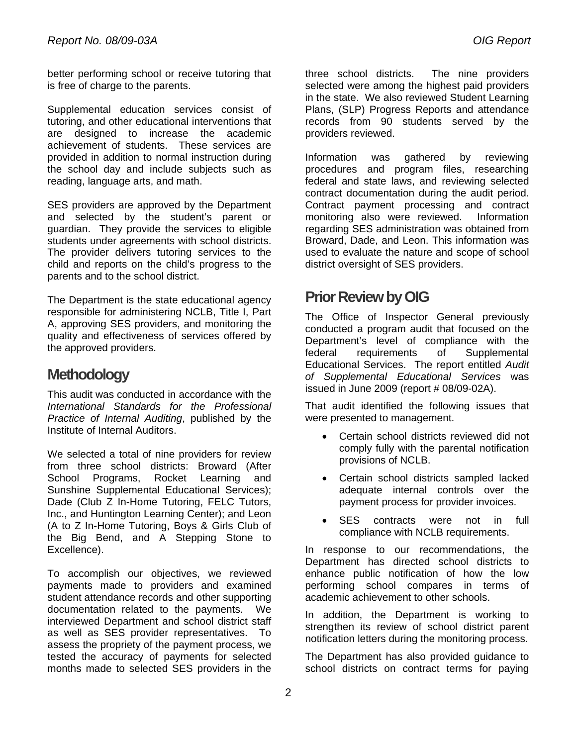better performing school or receive tutoring that is free of charge to the parents.

Supplemental education services consist of tutoring, and other educational interventions that are designed to increase the academic achievement of students. These services are provided in addition to normal instruction during the school day and include subjects such as reading, language arts, and math.

SES providers are approved by the Department and selected by the student's parent or guardian. They provide the services to eligible students under agreements with school districts. The provider delivers tutoring services to the child and reports on the child's progress to the parents and to the school district.

The Department is the state educational agency responsible for administering NCLB, Title I, Part A, approving SES providers, and monitoring the quality and effectiveness of services offered by the approved providers.

## Methodology

This audit was conducted in accordance with the *International Standards for the Professional Practice of Internal Auditing*, published by the Institute of Internal Auditors.

We selected a total of nine providers for review from three school districts: Broward (After School Programs, Rocket Learning and Sunshine Supplemental Educational Services); Dade (Club Z In-Home Tutoring, FELC Tutors, Inc., and Huntington Learning Center); and Leon (A to Z In-Home Tutoring, Boys & Girls Club of the Big Bend, and A Stepping Stone to Excellence).

To accomplish our objectives, we reviewed payments made to providers and examined student attendance records and other supporting documentation related to the payments. We interviewed Department and school district staff as well as SES provider representatives. To assess the propriety of the payment process, we tested the accuracy of payments for selected months made to selected SES providers in the three school districts. The nine providers selected were among the highest paid providers in the state. We also reviewed Student Learning Plans, (SLP) Progress Reports and attendance records from 90 students served by the providers reviewed.

Information was gathered by reviewing procedures and program files, researching federal and state laws, and reviewing selected contract documentation during the audit period. Contract payment processing and contract monitoring also were reviewed. Information regarding SES administration was obtained from Broward, Dade, and Leon. This information was used to evaluate the nature and scope of school district oversight of SES providers.

## Prior Review by OIG

The Office of Inspector General previously conducted a program audit that focused on the Department's level of compliance with the federal requirements of Supplemental Educational Services. The report entitled *Audit of Supplemental Educational Services* was issued in June 2009 (report # 08/09-02A).

That audit identified the following issues that were presented to management.

- Certain school districts reviewed did not comply fully with the parental notification provisions of NCLB.
- Certain school districts sampled lacked adequate internal controls over the payment process for provider invoices.
- SES contracts were not in full compliance with NCLB requirements.

In response to our recommendations, the Department has directed school districts to enhance public notification of how the low performing school compares in terms of academic achievement to other schools.

In addition, the Department is working to strengthen its review of school district parent notification letters during the monitoring process.

The Department has also provided guidance to school districts on contract terms for paying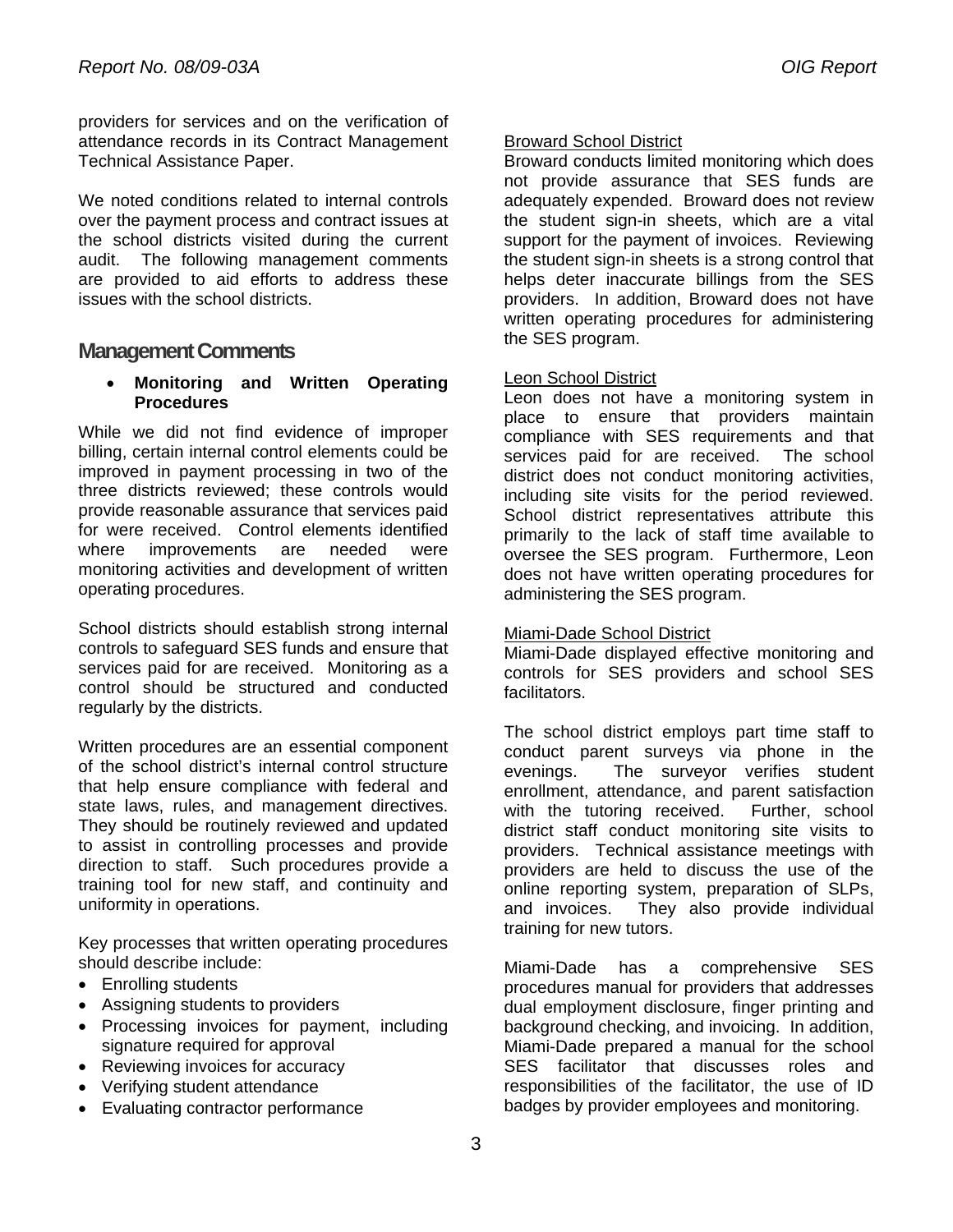providers for services and on the verification of attendance records in its Contract Management Technical Assistance Paper.

We noted conditions related to internal controls over the payment process and contract issues at the school districts visited during the current audit. The following management comments are provided to aid efforts to address these issues with the school districts.

## Management Comments

- **Monitoring and Written Operating Procedures**

While we did not find evidence of improper billing, certain internal control elements could be improved in payment processing in two of the three districts reviewed; these controls would provide reasonable assurance that services paid for were received. Control elements identified where improvements are needed were monitoring activities and development of written operating procedures.

School districts should establish strong internal controls to safeguard SES funds and ensure that services paid for are received. Monitoring as a control should be structured and conducted regularly by the districts.

Written procedures are an essential component of the school district's internal control structure that help ensure compliance with federal and state laws, rules, and management directives. They should be routinely reviewed and updated to assist in controlling processes and provide direction to staff. Such procedures provide a training tool for new staff, and continuity and uniformity in operations.

Key processes that written operating procedures should describe include:

- Enrolling students
- Assigning students to providers
- Processing invoices for payment, including signature required for approval
- Reviewing invoices for accuracy
- Verifying student attendance
- Evaluating contractor performance

Broward School District

Broward conducts limited monitoring which does not provide assurance that SES funds are adequately expended. Broward does not review the student sign-in sheets, which are a vital support for the payment of invoices. Reviewing the student sign-in sheets is a strong control that helps deter inaccurate billings from the SES providers. In addition, Broward does not have written operating procedures for administering the SES program.

Leon School District

Leon does not have a monitoring system in place to ensure that providers maintain compliance with SES requirements and that services paid for are received. The school district does not conduct monitoring activities, including site visits for the period reviewed. School district representatives attribute this primarily to the lack of staff time available to oversee the SES program. Furthermore, Leon does not have written operating procedures for administering the SES program.

Miami-Dade School District

Miami-Dade displayed effective monitoring and controls for SES providers and school SES facilitators.

The school district employs part time staff to conduct parent surveys via phone in the evenings. The surveyor verifies student enrollment, attendance, and parent satisfaction with the tutoring received. Further, school district staff conduct monitoring site visits to providers. Technical assistance meetings with providers are held to discuss the use of the online reporting system, preparation of SLPs, and invoices. They also provide individual training for new tutors.

Miami-Dade has a comprehensive SES procedures manual for providers that addresses dual employment disclosure, finger printing and background checking, and invoicing. In addition, Miami-Dade prepared a manual for the school SES facilitator that discusses roles and responsibilities of the facilitator, the use of ID badges by provider employees and monitoring.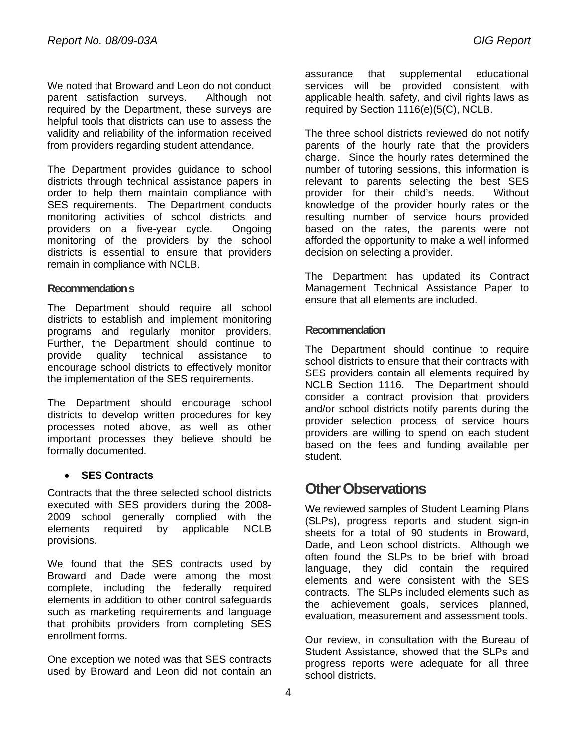We noted that Broward and Leon do not conduct parent satisfaction surveys. Although not required by the Department, these surveys are helpful tools that districts can use to assess the validity and reliability of the information received from providers regarding student attendance.

The Department provides guidance to school districts through technical assistance papers in order to help them maintain compliance with SES requirements. The Department conducts monitoring activities of school districts and providers on a five-year cycle. Ongoing monitoring of the providers by the school districts is essential to ensure that providers remain in compliance with NCLB.

### Recommendations

The Department should require all school districts to establish and implement monitoring programs and regularly monitor providers. Further, the Department should continue to provide quality technical assistance to encourage school districts to effectively monitor the implementation of the SES requirements.

The Department should encourage school districts to develop written procedures for key processes noted above, as well as other important processes they believe should be formally documented.

- **SES Contracts**

Contracts that the three selected school districts executed with SES providers during the 2008-2009 school generally complied with the elements required by applicable NCLB provisions.

We found that the SES contracts used by Broward and Dade were among the most complete, including the federally required elements in addition to other control safeguards such as marketing requirements and language that prohibits providers from completing SES enrollment forms.

One exception we noted was that SES contracts used by Broward and Leon did not contain an assurance that supplemental educational services will be provided consistent with applicable health, safety, and civil rights laws as required by Section 1116(e)(5(C), NCLB.

The three school districts reviewed do not notify parents of the hourly rate that the providers charge. Since the hourly rates determined the number of tutoring sessions, this information is relevant to parents selecting the best SES provider for their child's needs. Without knowledge of the provider hourly rates or the resulting number of service hours provided based on the rates, the parents were not afforded the opportunity to make a well informed decision on selecting a provider.

The Department has updated its Contract Management Technical Assistance Paper to ensure that all elements are included.

### Recommendation

The Department should continue to require school districts to ensure that their contracts with SES providers contain all elements required by NCLB Section 1116. The Department should consider a contract provision that providers and/or school districts notify parents during the provider selection process of service hours providers are willing to spend on each student based on the fees and funding available per student.

## Other Observations

We reviewed samples of Student Learning Plans (SLPs), progress reports and student sign-in sheets for a total of 90 students in Broward, Dade, and Leon school districts. Although we often found the SLPs to be brief with broad language, they did contain the required elements and were consistent with the SES contracts. The SLPs included elements such as the achievement goals, services planned, evaluation, measurement and assessment tools.

Our review, in consultation with the Bureau of Student Assistance, showed that the SLPs and progress reports were adequate for all three school districts.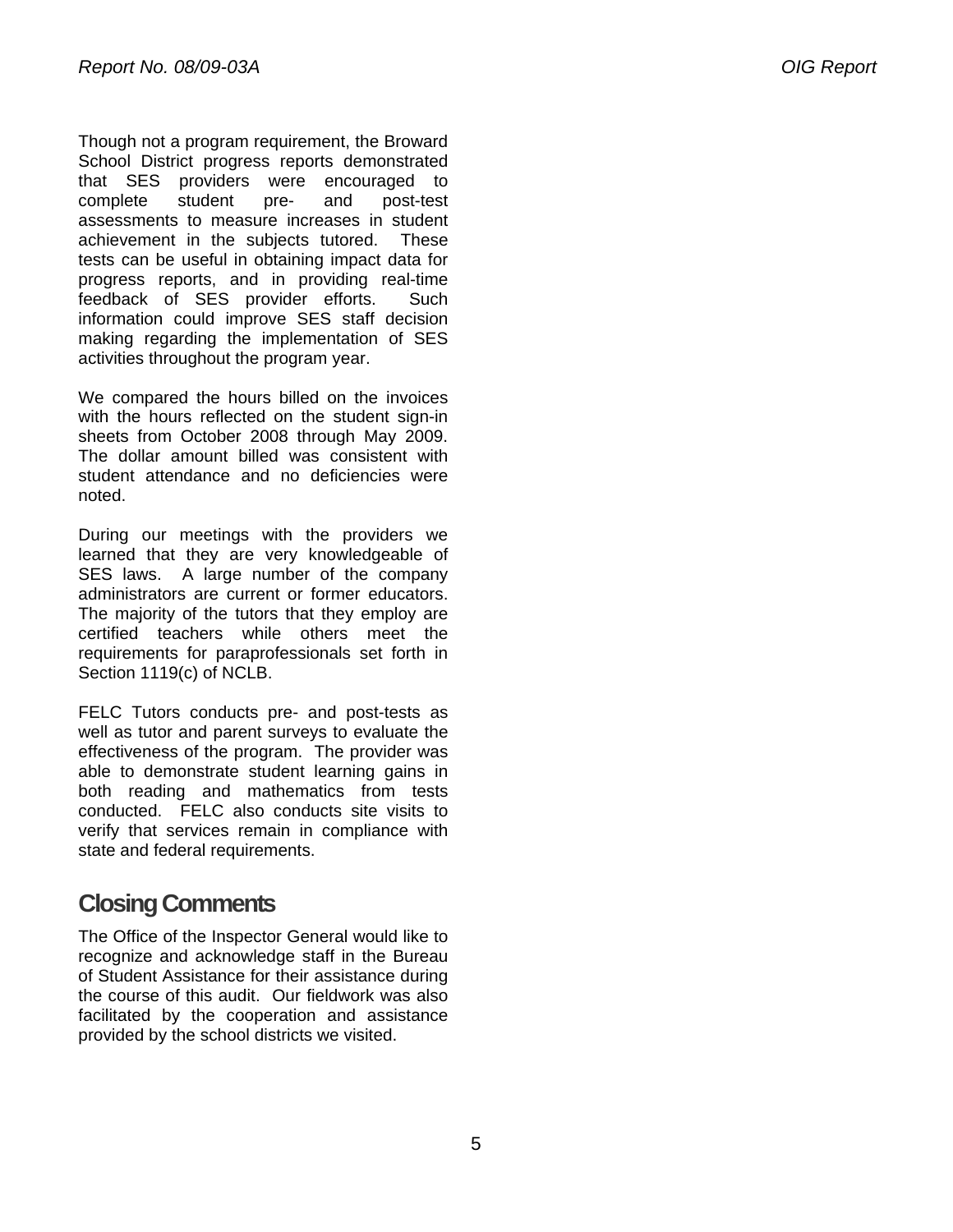Though not a program requirement, the Broward School District progress reports demonstrated that SES providers were encouraged to complete student pre- and post-test assessments to measure increases in student achievement in the subjects tutored. These tests can be useful in obtaining impact data for progress reports, and in providing real-time feedback of SES provider efforts. Such information could improve SES staff decision making regarding the implementation of SES activities throughout the program year.

We compared the hours billed on the invoices with the hours reflected on the student sign-in sheets from October 2008 through May 2009. The dollar amount billed was consistent with student attendance and no deficiencies were noted.

During our meetings with the providers we learned that they are very knowledgeable of SES laws. A large number of the company administrators are current or former educators. The majority of the tutors that they employ are certified teachers while others meet the requirements for paraprofessionals set forth in Section 1119(c) of NCLB.

FELC Tutors conducts pre- and post-tests as well as tutor and parent surveys to evaluate the effectiveness of the program. The provider was able to demonstrate student learning gains in both reading and mathematics from tests conducted. FELC also conducts site visits to verify that services remain in compliance with state and federal requirements.

## Closing Comments

The Office of the Inspector General would like to recognize and acknowledge staff in the Bureau of Student Assistance for their assistance during the course of this audit. Our fieldwork was also facilitated by the cooperation and assistance provided by the school districts we visited.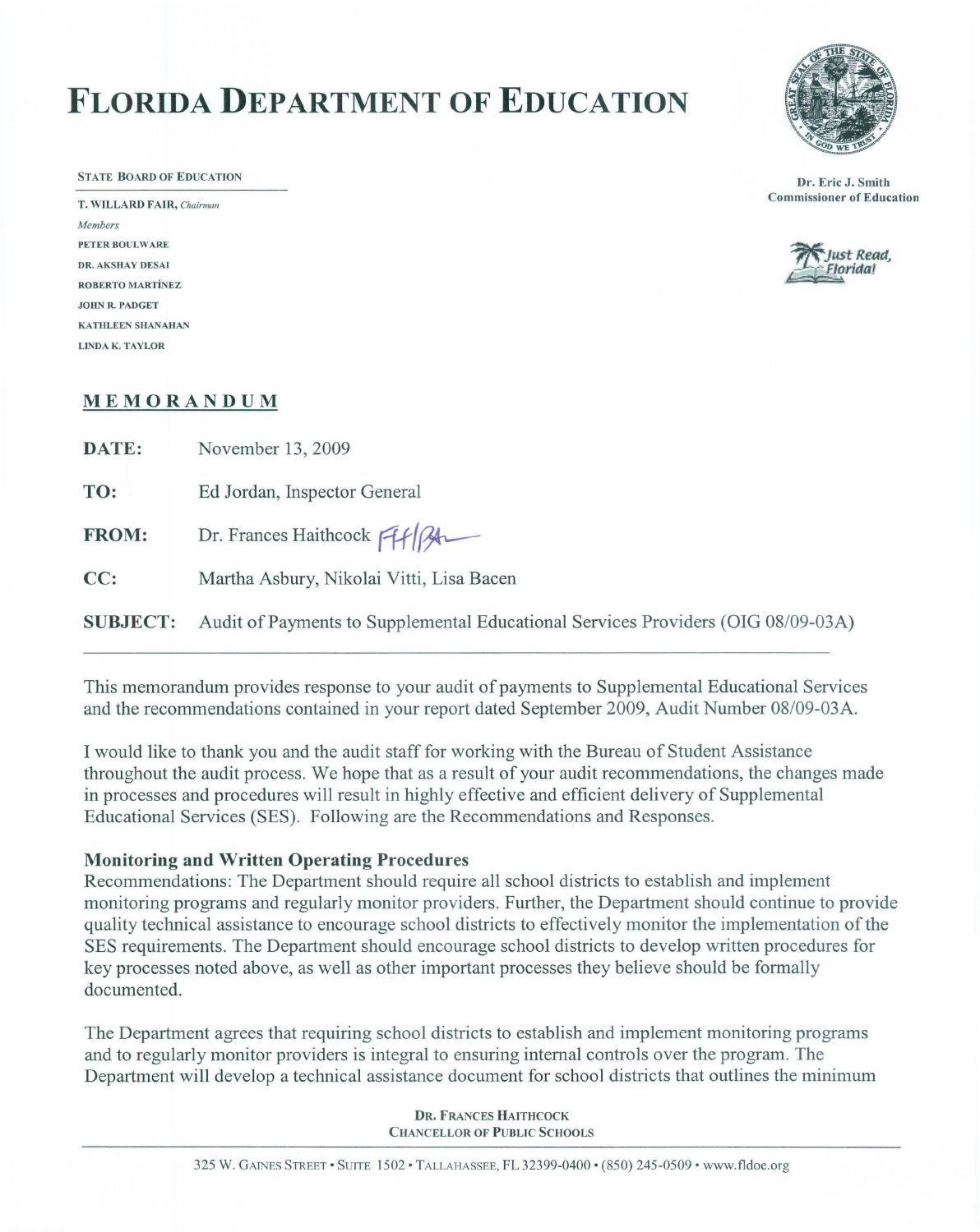# FLORIDA DEPARTMENT OF EDUCATION

STATE BOARD OF EDUCATION

T. WILLARD FAIR, *Chairman*

*Members*

PETER BOULWARE

DR. AKSHAY DESAI

ROBERTO MARTÍNEZ

JOHN R. PADGET

KATHLEEN SHANAHAN

LINDA K. TAYLOR

Dr. Eric J. Smith
Commissioner of Education

Just Read, Florida!

## MEMORANDUM

**DATE:** November 13, 2009

**TO:** Ed Jordan, Inspector General

**FROM:** Dr. Frances Haithcock FH/BA

**CC:** Martha Asbury, Nikolai Vitti, Lisa Bacen

**SUBJECT:** Audit of Payments to Supplemental Educational Services Providers (OIG 08/09-03A)

---

This memorandum provides response to your audit of payments to Supplemental Educational Services and the recommendations contained in your report dated September 2009, Audit Number 08/09-03A.

I would like to thank you and the audit staff for working with the Bureau of Student Assistance throughout the audit process. We hope that as a result of your audit recommendations, the changes made in processes and procedures will result in highly effective and efficient delivery of Supplemental Educational Services (SES). Following are the Recommendations and Responses.

**Monitoring and Written Operating Procedures**

Recommendations: The Department should require all school districts to establish and implement monitoring programs and regularly monitor providers. Further, the Department should continue to provide quality technical assistance to encourage school districts to effectively monitor the implementation of the SES requirements. The Department should encourage school districts to develop written procedures for key processes noted above, as well as other important processes they believe should be formally documented.

The Department agrees that requiring school districts to establish and implement monitoring programs and to regularly monitor providers is integral to ensuring internal controls over the program. The Department will develop a technical assistance document for school districts that outlines the minimum

DR. FRANCES HAITHCOCK
CHANCELLOR OF PUBLIC SCHOOLS

325 W. GAINES STREET • SUITE 1502 • TALLAHASSEE, FL 32399-0400 • (850) 245-0509 • www.fldoe.org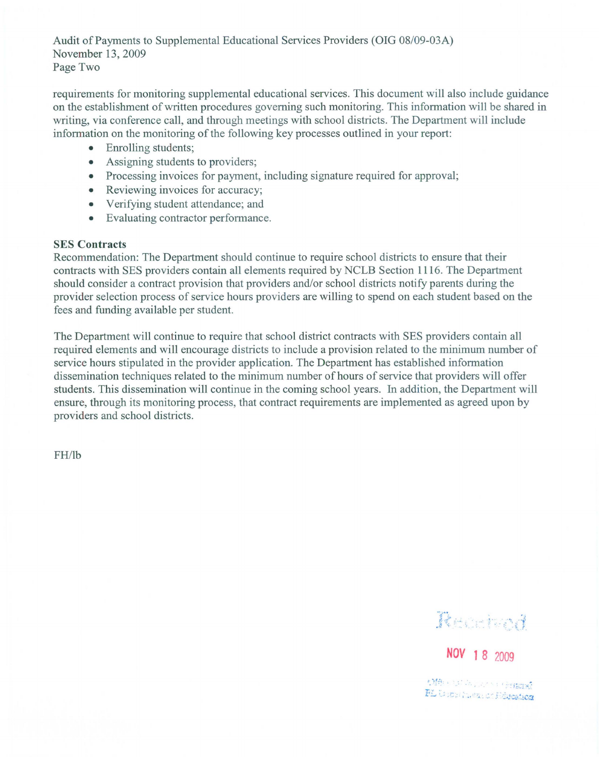requirements for monitoring supplemental educational services. This document will also include guidance on the establishment of written procedures governing such monitoring. This information will be shared in writing, via conference call, and through meetings with school districts. The Department will include information on the monitoring of the following key processes outlined in your report:

- Enrolling students;
- Assigning students to providers;
- Processing invoices for payment, including signature required for approval;
- Reviewing invoices for accuracy;
- Verifying student attendance; and
- Evaluating contractor performance.

**SES Contracts**

Recommendation: The Department should continue to require school districts to ensure that their contracts with SES providers contain all elements required by NCLB Section 1116. The Department should consider a contract provision that providers and/or school districts notify parents during the provider selection process of service hours providers are willing to spend on each student based on the fees and funding available per student.

The Department will continue to require that school district contracts with SES providers contain all required elements and will encourage districts to include a provision related to the minimum number of service hours stipulated in the provider application. The Department has established information dissemination techniques related to the minimum number of hours of service that providers will offer students. This dissemination will continue in the coming school years. In addition, the Department will ensure, through its monitoring process, that contract requirements are implemented as agreed upon by providers and school districts.

FH/lb

Received

NOV 18 2009